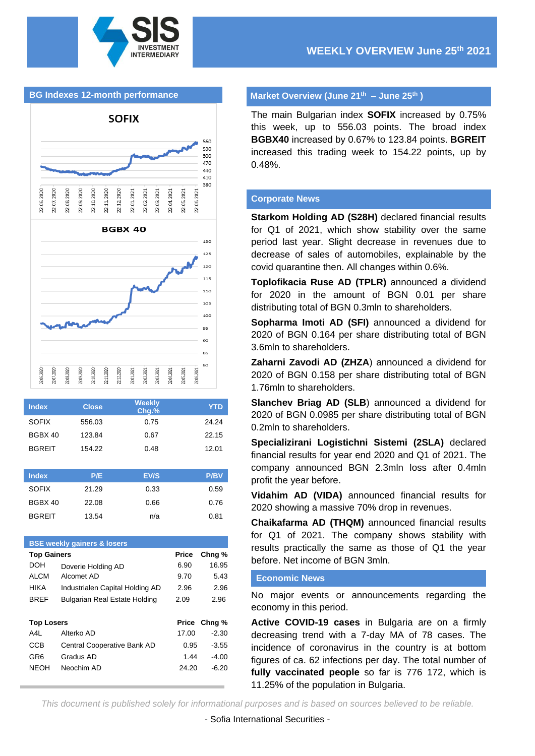# WEEKLY OVERVIEW June 25th 2021

## BG Indexes 12-month performance

| Index | Close | Weekly Chg.% | YTD |
|---|---|---|---|
| SOFIX | 556.03 | 0.75 | 24.24 |
| BGBX 40 | 123.84 | 0.67 | 22.15 |
| BGREIT | 154.22 | 0.48 | 12.01 |

| Index | P/E | EV/S | P/BV |
|---|---|---|---|
| SOFIX | 21.29 | 0.33 | 0.59 |
| BGBX 40 | 22.08 | 0.66 | 0.76 |
| BGREIT | 13.54 | n/a | 0.81 |

### BSE weekly gainers & losers

| Top Gainers | | Price | Chng % |
|---|---|---|---|
| DOH | Doverie Holding AD | 6.90 | 16.95 |
| ALCM | Alcomet AD | 9.70 | 5.43 |
| HIKA | Industrialen Capital Holding AD | 2.96 | 2.96 |
| BREF | Bulgarian Real Estate Holding | 2.09 | 2.96 |

| Top Losers | | Price | Chng % |
|---|---|---|---|
| A4L | Alterko AD | 17.00 | -2.30 |
| CCB | Central Cooperative Bank AD | 0.95 | -3.55 |
| GR6 | Gradus AD | 1.44 | -4.00 |
| NEOH | Neochim AD | 24.20 | -6.20 |

## Market Overview (June 21th – June 25th )

The main Bulgarian index **SOFIX** increased by 0.75% this week, up to 556.03 points. The broad index **BGBX40** increased by 0.67% to 123.84 points. **BGREIT** increased this trading week to 154.22 points, up by 0.48%.

## Corporate News

**Starkom Holding AD (S28H)** declared financial results for Q1 of 2021, which show stability over the same period last year. Slight decrease in revenues due to decrease of sales of automobiles, explainable by the covid quarantine then. All changes within 0.6%.

**Toplofikacia Ruse AD (TPLR)** announced a dividend for 2020 in the amount of BGN 0.01 per share distributing total of BGN 0.3mln to shareholders.

**Sopharma Imoti AD (SFI)** announced a dividend for 2020 of BGN 0.164 per share distributing total of BGN 3.6mln to shareholders.

**Zaharni Zavodi AD (ZHZA**) announced a dividend for 2020 of BGN 0.158 per share distributing total of BGN 1.76mln to shareholders.

**Slanchev Briag AD (SLB**) announced a dividend for 2020 of BGN 0.0985 per share distributing total of BGN 0.2mln to shareholders.

**Specializirani Logistichni Sistemi (2SLA)** declared financial results for year end 2020 and Q1 of 2021. The company announced BGN 2.3mln loss after 0.4mln profit the year before.

**Vidahim AD (VIDA)** announced financial results for 2020 showing a massive 70% drop in revenues.

**Chaikafarma AD (THQM)** announced financial results for Q1 of 2021. The company shows stability with results practically the same as those of Q1 the year before. Net income of BGN 3mln.

## Economic News

No major events or announcements regarding the economy in this period.

**Active COVID-19 cases** in Bulgaria are on a firmly decreasing trend with a 7-day MA of 78 cases. The incidence of coronavirus in the country is at bottom figures of ca. 62 infections per day. The total number of **fully vaccinated people** so far is 776 172, which is 11.25% of the population in Bulgaria.

*This document is published solely for informational purposes and is based on sources believed to be reliable.*

- Sofia International Securities -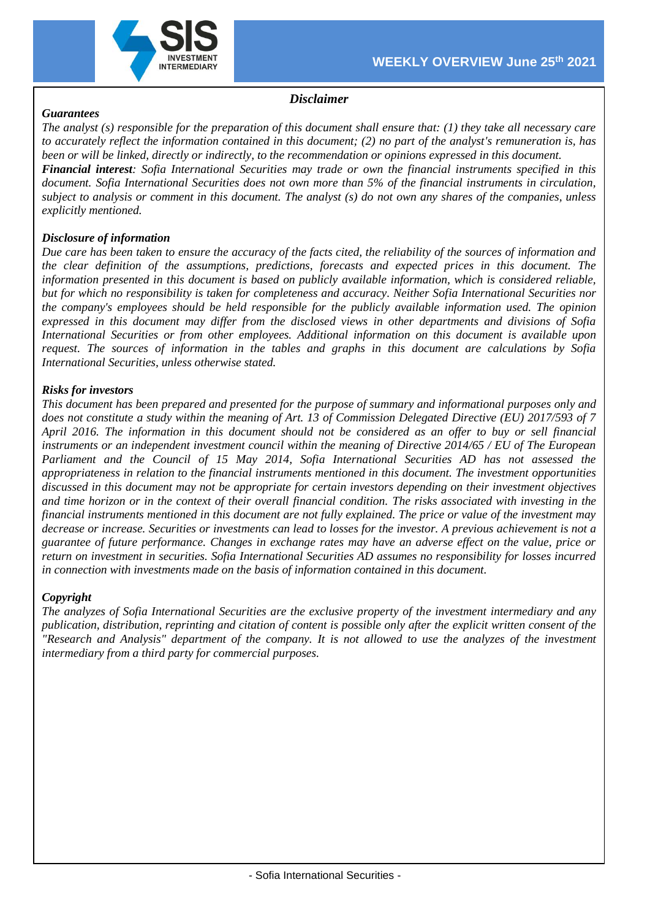## *Disclaimer*

***Guarantees***

*The analyst (s) responsible for the preparation of this document shall ensure that: (1) they take all necessary care to accurately reflect the information contained in this document; (2) no part of the analyst's remuneration is, has been or will be linked, directly or indirectly, to the recommendation or opinions expressed in this document.*

***Financial interest****: Sofia International Securities may trade or own the financial instruments specified in this document. Sofia International Securities does not own more than 5% of the financial instruments in circulation, subject to analysis or comment in this document. The analyst (s) do not own any shares of the companies, unless explicitly mentioned.*

***Disclosure of information***

*Due care has been taken to ensure the accuracy of the facts cited, the reliability of the sources of information and the clear definition of the assumptions, predictions, forecasts and expected prices in this document. The information presented in this document is based on publicly available information, which is considered reliable, but for which no responsibility is taken for completeness and accuracy. Neither Sofia International Securities nor the company's employees should be held responsible for the publicly available information used. The opinion expressed in this document may differ from the disclosed views in other departments and divisions of Sofia International Securities or from other employees. Additional information on this document is available upon request. The sources of information in the tables and graphs in this document are calculations by Sofia International Securities, unless otherwise stated.*

***Risks for investors***

*This document has been prepared and presented for the purpose of summary and informational purposes only and does not constitute a study within the meaning of Art. 13 of Commission Delegated Directive (EU) 2017/593 of 7 April 2016. The information in this document should not be considered as an offer to buy or sell financial instruments or an independent investment council within the meaning of Directive 2014/65 / EU of The European Parliament and the Council of 15 May 2014, Sofia International Securities AD has not assessed the appropriateness in relation to the financial instruments mentioned in this document. The investment opportunities discussed in this document may not be appropriate for certain investors depending on their investment objectives and time horizon or in the context of their overall financial condition. The risks associated with investing in the financial instruments mentioned in this document are not fully explained. The price or value of the investment may decrease or increase. Securities or investments can lead to losses for the investor. A previous achievement is not a guarantee of future performance. Changes in exchange rates may have an adverse effect on the value, price or return on investment in securities. Sofia International Securities AD assumes no responsibility for losses incurred in connection with investments made on the basis of information contained in this document.*

***Copyright***

*The analyzes of Sofia International Securities are the exclusive property of the investment intermediary and any publication, distribution, reprinting and citation of content is possible only after the explicit written consent of the "Research and Analysis" department of the company. It is not allowed to use the analyzes of the investment intermediary from a third party for commercial purposes.*